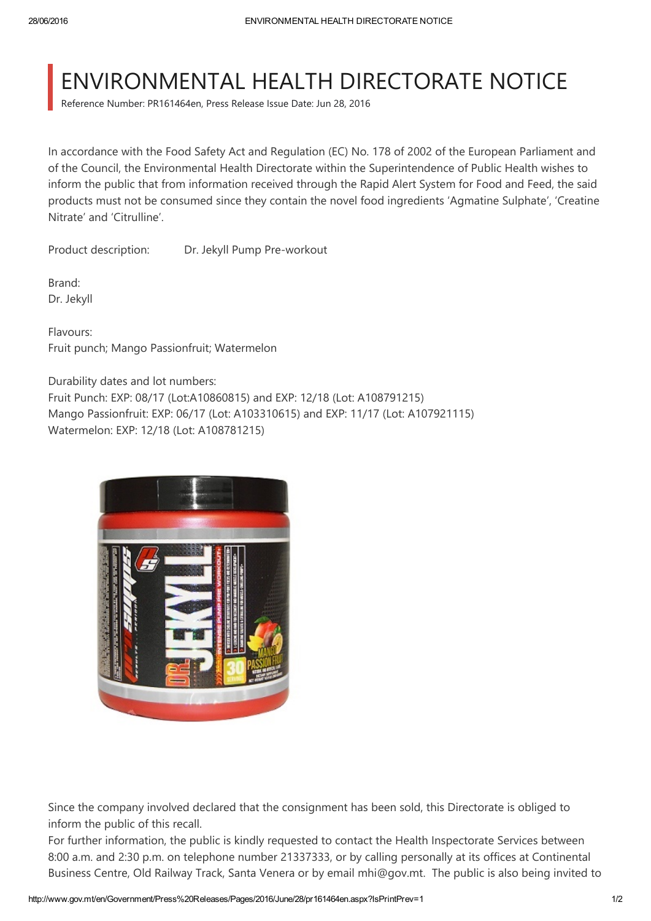# ENVIRONMENTAL HEALTH DIRECTORATE NOTICE

Reference Number: PR161464en, Press Release Issue Date: Jun 28, 2016

In accordance with the Food Safety Act and Regulation (EC) No. 178 of 2002 of the European Parliament and of the Council, the Environmental Health Directorate within the Superintendence of Public Health wishes to inform the public that from information received through the Rapid Alert System for Food and Feed, the said products must not be consumed since they contain the novel food ingredients 'Agmatine Sulphate', 'Creatine Nitrate' and 'Citrulline'.

Product description: Dr. Jekyll Pump Pre-workout

Brand:
Dr. Jekyll

Flavours:
Fruit punch; Mango Passionfruit; Watermelon

Durability dates and lot numbers:
Fruit Punch: EXP: 08/17 (Lot:A10860815) and EXP: 12/18 (Lot: A108791215)
Mango Passionfruit: EXP: 06/17 (Lot: A103310615) and EXP: 11/17 (Lot: A107921115)
Watermelon: EXP: 12/18 (Lot: A108781215)

Since the company involved declared that the consignment has been sold, this Directorate is obliged to inform the public of this recall.
For further information, the public is kindly requested to contact the Health Inspectorate Services between 8:00 a.m. and 2:30 p.m. on telephone number 21337333, or by calling personally at its offices at Continental Business Centre, Old Railway Track, Santa Venera or by email mhi@gov.mt. The public is also being invited to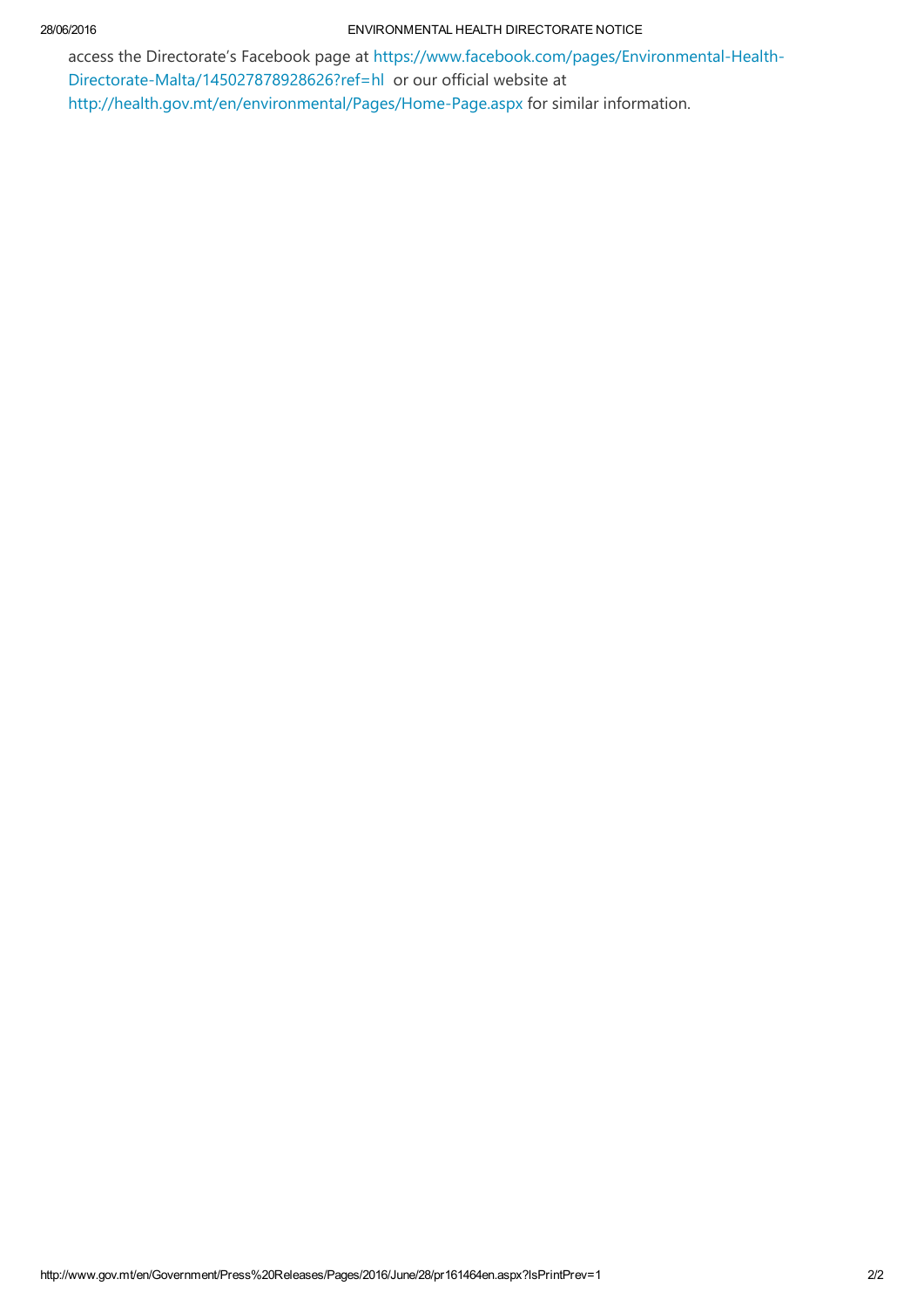access the Directorate's Facebook page at https://www.facebook.com/pages/Environmental-Health-Directorate-Malta/145027878928626?ref=hl or our official website at http://health.gov.mt/en/environmental/Pages/Home-Page.aspx for similar information.